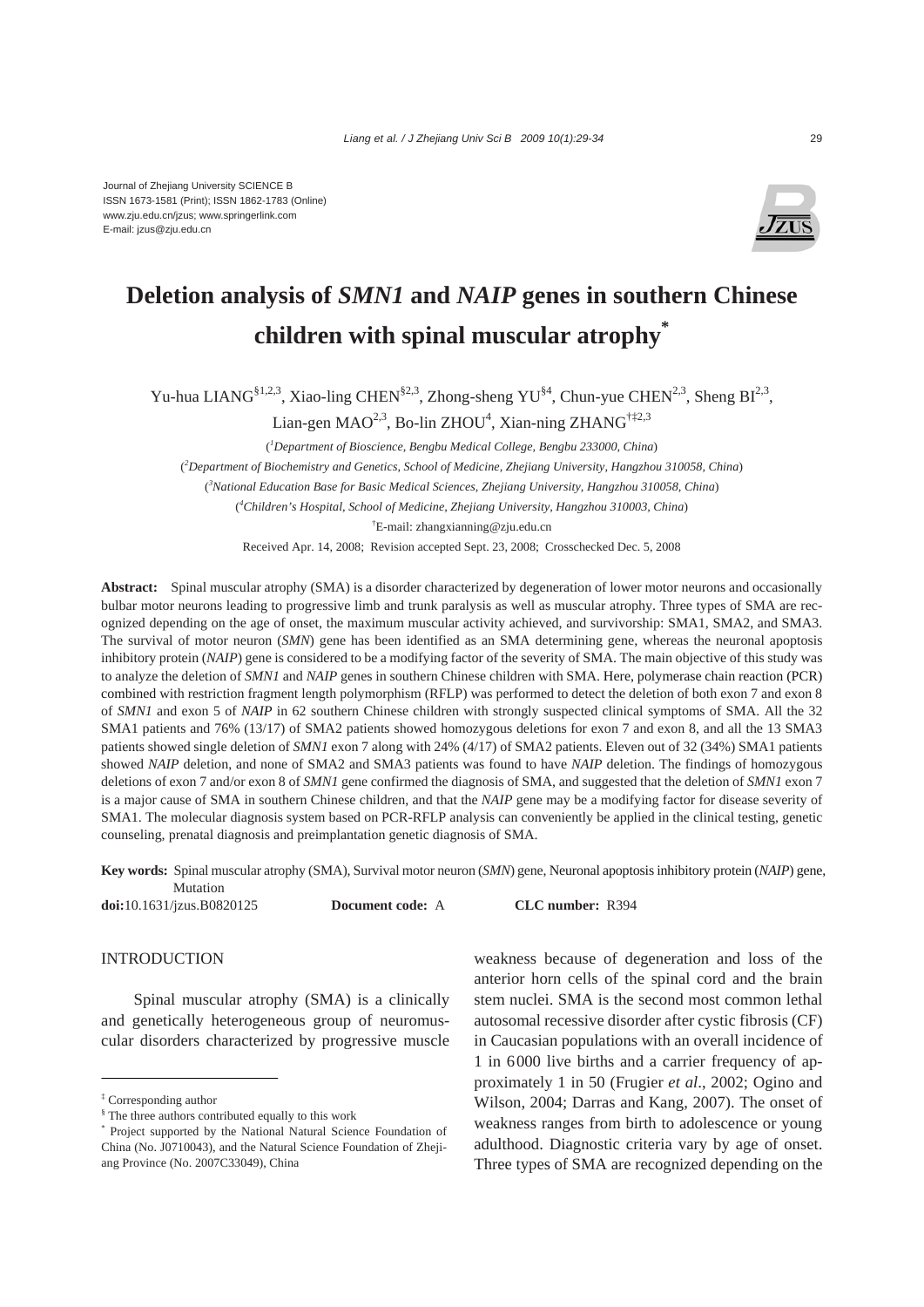Journal of Zhejiang University SCIENCE B
ISSN 1673-1581 (Print); ISSN 1862-1783 (Online)
www.zju.edu.cn/jzus; www.springerlink.com
E-mail: jzus@zju.edu.cn

# Deletion analysis of *SMN1* and *NAIP* genes in southern Chinese children with spinal muscular atrophy[*]

Yu-hua LIANG[§1,2,3], Xiao-ling CHEN[§2,3], Zhong-sheng YU[§4], Chun-yue CHEN[2,3], Sheng BI[2,3], Lian-gen MAO[2,3], Bo-lin ZHOU[4], Xian-ning ZHANG[†‡2,3]

([1]*Department of Bioscience, Bengbu Medical College, Bengbu 233000, China*)

([2]*Department of Biochemistry and Genetics, School of Medicine, Zhejiang University, Hangzhou 310058, China*)

([3]*National Education Base for Basic Medical Sciences, Zhejiang University, Hangzhou 310058, China*)

([4]*Children's Hospital, School of Medicine, Zhejiang University, Hangzhou 310003, China*)

[†]E-mail: zhangxianning@zju.edu.cn

Received Apr. 14, 2008; Revision accepted Sept. 23, 2008; Crosschecked Dec. 5, 2008

**Abstract:** Spinal muscular atrophy (SMA) is a disorder characterized by degeneration of lower motor neurons and occasionally bulbar motor neurons leading to progressive limb and trunk paralysis as well as muscular atrophy. Three types of SMA are recognized depending on the age of onset, the maximum muscular activity achieved, and survivorship: SMA1, SMA2, and SMA3. The survival of motor neuron (*SMN*) gene has been identified as an SMA determining gene, whereas the neuronal apoptosis inhibitory protein (*NAIP*) gene is considered to be a modifying factor of the severity of SMA. The main objective of this study was to analyze the deletion of *SMN1* and *NAIP* genes in southern Chinese children with SMA. Here, polymerase chain reaction (PCR) combined with restriction fragment length polymorphism (RFLP) was performed to detect the deletion of both exon 7 and exon 8 of *SMN1* and exon 5 of *NAIP* in 62 southern Chinese children with strongly suspected clinical symptoms of SMA. All the 32 SMA1 patients and 76% (13/17) of SMA2 patients showed homozygous deletions for exon 7 and exon 8, and all the 13 SMA3 patients showed single deletion of *SMN1* exon 7 along with 24% (4/17) of SMA2 patients. Eleven out of 32 (34%) SMA1 patients showed *NAIP* deletion, and none of SMA2 and SMA3 patients was found to have *NAIP* deletion. The findings of homozygous deletions of exon 7 and/or exon 8 of *SMN1* gene confirmed the diagnosis of SMA, and suggested that the deletion of *SMN1* exon 7 is a major cause of SMA in southern Chinese children, and that the *NAIP* gene may be a modifying factor for disease severity of SMA1. The molecular diagnosis system based on PCR-RFLP analysis can conveniently be applied in the clinical testing, genetic counseling, prenatal diagnosis and preimplantation genetic diagnosis of SMA.

**Key words:** Spinal muscular atrophy (SMA), Survival motor neuron (*SMN*) gene, Neuronal apoptosis inhibitory protein (*NAIP*) gene, Mutation

**doi:**10.1631/jzus.B0820125 **Document code:** A **CLC number:** R394

## INTRODUCTION

Spinal muscular atrophy (SMA) is a clinically and genetically heterogeneous group of neuromuscular disorders characterized by progressive muscle weakness because of degeneration and loss of the anterior horn cells of the spinal cord and the brain stem nuclei. SMA is the second most common lethal autosomal recessive disorder after cystic fibrosis (CF) in Caucasian populations with an overall incidence of 1 in 6000 live births and a carrier frequency of approximately 1 in 50 (Frugier *et al*., 2002; Ogino and Wilson, 2004; Darras and Kang, 2007). The onset of weakness ranges from birth to adolescence or young adulthood. Diagnostic criteria vary by age of onset. Three types of SMA are recognized depending on the

[‡] Corresponding author

[§] The three authors contributed equally to this work

[*] Project supported by the National Natural Science Foundation of China (No. J0710043), and the Natural Science Foundation of Zhejiang Province (No. 2007C33049), China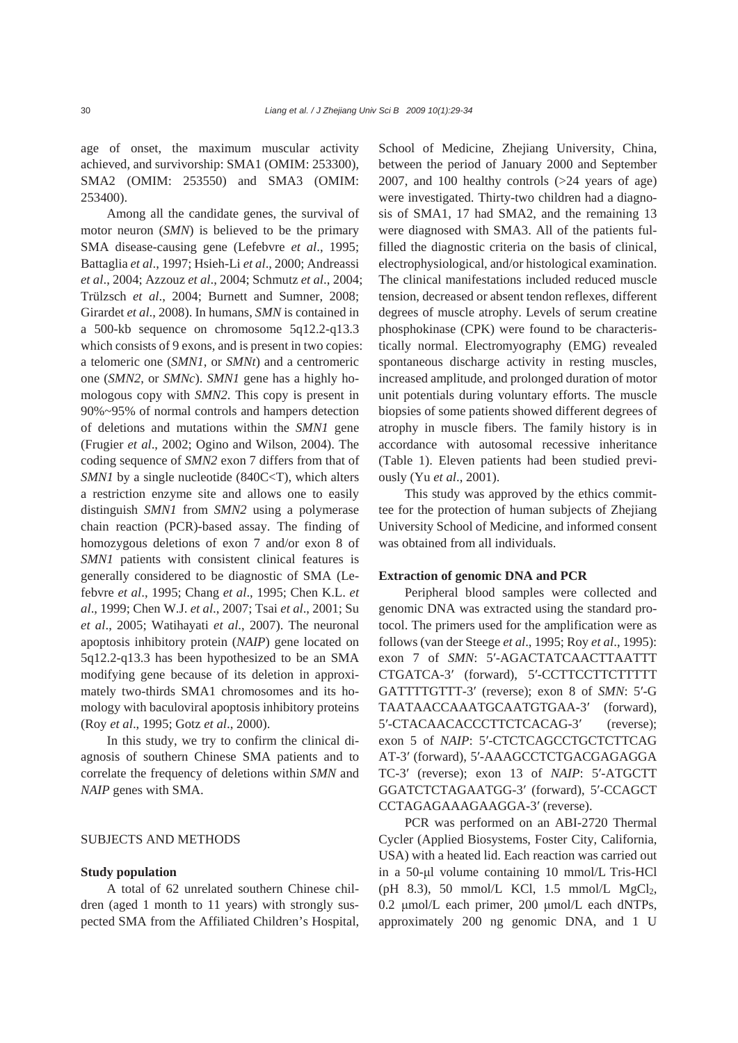age of onset, the maximum muscular activity achieved, and survivorship: SMA1 (OMIM: 253300), SMA2 (OMIM: 253550) and SMA3 (OMIM: 253400).

Among all the candidate genes, the survival of motor neuron (*SMN*) is believed to be the primary SMA disease-causing gene (Lefebvre *et al*., 1995; Battaglia *et al*., 1997; Hsieh-Li *et al*., 2000; Andreassi *et al*., 2004; Azzouz *et al*., 2004; Schmutz *et al*., 2004; Trülzsch *et al*., 2004; Burnett and Sumner, 2008; Girardet *et al*., 2008). In humans, *SMN* is contained in a 500-kb sequence on chromosome 5q12.2-q13.3 which consists of 9 exons, and is present in two copies: a telomeric one (*SMN1*, or *SMNt*) and a centromeric one (*SMN2*, or *SMNc*). *SMN1* gene has a highly homologous copy with *SMN2*. This copy is present in 90%~95% of normal controls and hampers detection of deletions and mutations within the *SMN1* gene (Frugier *et al*., 2002; Ogino and Wilson, 2004). The coding sequence of *SMN2* exon 7 differs from that of *SMN1* by a single nucleotide (840C<T), which alters a restriction enzyme site and allows one to easily distinguish *SMN1* from *SMN2* using a polymerase chain reaction (PCR)-based assay. The finding of homozygous deletions of exon 7 and/or exon 8 of *SMN1* patients with consistent clinical features is generally considered to be diagnostic of SMA (Lefebvre *et al*., 1995; Chang *et al*., 1995; Chen K.L. *et al*., 1999; Chen W.J. *et al*., 2007; Tsai *et al*., 2001; Su *et al*., 2005; Watihayati *et al*., 2007). The neuronal apoptosis inhibitory protein (*NAIP*) gene located on 5q12.2-q13.3 has been hypothesized to be an SMA modifying gene because of its deletion in approximately two-thirds SMA1 chromosomes and its homology with baculoviral apoptosis inhibitory proteins (Roy *et al*., 1995; Gotz *et al*., 2000).

In this study, we try to confirm the clinical diagnosis of southern Chinese SMA patients and to correlate the frequency of deletions within *SMN* and *NAIP* genes with SMA.

## SUBJECTS AND METHODS

### Study population

A total of 62 unrelated southern Chinese children (aged 1 month to 11 years) with strongly suspected SMA from the Affiliated Children's Hospital, School of Medicine, Zhejiang University, China, between the period of January 2000 and September 2007, and 100 healthy controls (>24 years of age) were investigated. Thirty-two children had a diagnosis of SMA1, 17 had SMA2, and the remaining 13 were diagnosed with SMA3. All of the patients fulfilled the diagnostic criteria on the basis of clinical, electrophysiological, and/or histological examination. The clinical manifestations included reduced muscle tension, decreased or absent tendon reflexes, different degrees of muscle atrophy. Levels of serum creatine phosphokinase (CPK) were found to be characteristically normal. Electromyography (EMG) revealed spontaneous discharge activity in resting muscles, increased amplitude, and prolonged duration of motor unit potentials during voluntary efforts. The muscle biopsies of some patients showed different degrees of atrophy in muscle fibers. The family history is in accordance with autosomal recessive inheritance (Table 1). Eleven patients had been studied previously (Yu *et al*., 2001).

This study was approved by the ethics committee for the protection of human subjects of Zhejiang University School of Medicine, and informed consent was obtained from all individuals.

### Extraction of genomic DNA and PCR

Peripheral blood samples were collected and genomic DNA was extracted using the standard protocol. The primers used for the amplification were as follows (van der Steege *et al*., 1995; Roy *et al*., 1995): exon 7 of *SMN*: 5′-AGACTATCAACTTAATTT CTGATCA-3′ (forward), 5′-CCTTCCTTCTTTTT GATTTTGTTT-3′ (reverse); exon 8 of *SMN*: 5′-G TAATAACCAAATGCAATGTGAA-3′ (forward), 5′-CTACAACACCCTTCTCACAG-3′ (reverse); exon 5 of *NAIP*: 5′-CTCTCAGCCTGCTCTTCAG AT-3′ (forward), 5′-AAAGCCTCTGACGAGAGGA TC-3′ (reverse); exon 13 of *NAIP*: 5′-ATGCTT GGATCTCTAGAATGG-3′ (forward), 5′-CCAGCT CCTAGAGAAAGAAGGA-3′ (reverse).

PCR was performed on an ABI-2720 Thermal Cycler (Applied Biosystems, Foster City, California, USA) with a heated lid. Each reaction was carried out in a 50-μl volume containing 10 mmol/L Tris-HCl (pH 8.3), 50 mmol/L KCl, 1.5 mmol/L $MgCl_2$, 0.2 μmol/L each primer, 200 μmol/L each dNTPs, approximately 200 ng genomic DNA, and 1 U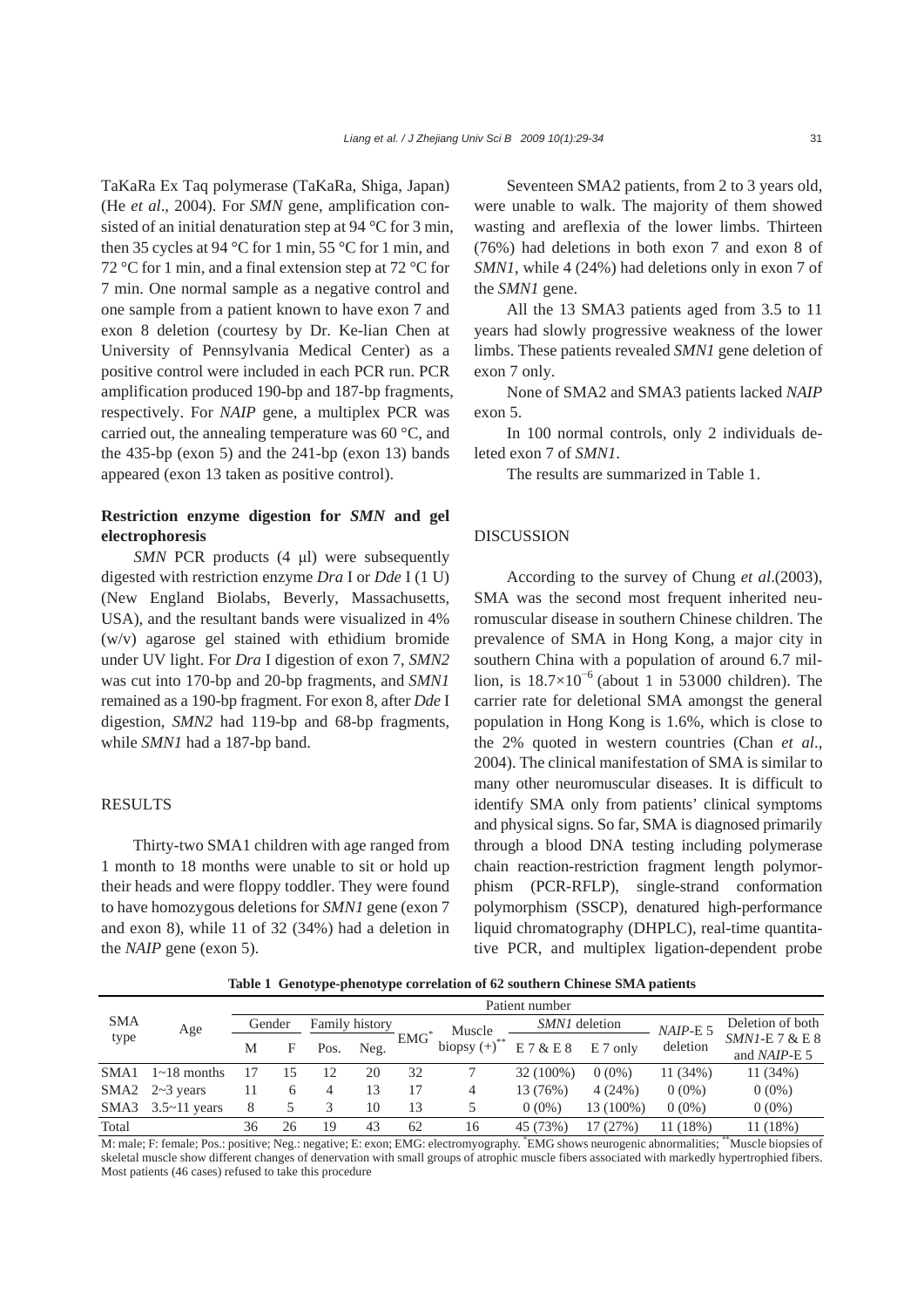TaKaRa Ex Taq polymerase (TaKaRa, Shiga, Japan) (He *et al*., 2004). For *SMN* gene, amplification consisted of an initial denaturation step at 94 °C for 3 min, then 35 cycles at 94 °C for 1 min, 55 °C for 1 min, and 72 °C for 1 min, and a final extension step at 72 °C for 7 min. One normal sample as a negative control and one sample from a patient known to have exon 7 and exon 8 deletion (courtesy by Dr. Ke-lian Chen at University of Pennsylvania Medical Center) as a positive control were included in each PCR run. PCR amplification produced 190-bp and 187-bp fragments, respectively. For *NAIP* gene, a multiplex PCR was carried out, the annealing temperature was 60 °C, and the 435-bp (exon 5) and the 241-bp (exon 13) bands appeared (exon 13 taken as positive control).

**Restriction enzyme digestion for *SMN* and gel electrophoresis**

*SMN* PCR products (4 μl) were subsequently digested with restriction enzyme *Dra* I or *Dde* I (1 U) (New England Biolabs, Beverly, Massachusetts, USA), and the resultant bands were visualized in 4% (w/v) agarose gel stained with ethidium bromide under UV light. For *Dra* I digestion of exon 7, *SMN2* was cut into 170-bp and 20-bp fragments, and *SMN1* remained as a 190-bp fragment. For exon 8, after *Dde* I digestion, *SMN2* had 119-bp and 68-bp fragments, while *SMN1* had a 187-bp band.

## RESULTS

Thirty-two SMA1 children with age ranged from 1 month to 18 months were unable to sit or hold up their heads and were floppy toddler. They were found to have homozygous deletions for *SMN1* gene (exon 7 and exon 8), while 11 of 32 (34%) had a deletion in the *NAIP* gene (exon 5).

Seventeen SMA2 patients, from 2 to 3 years old, were unable to walk. The majority of them showed wasting and areflexia of the lower limbs. Thirteen (76%) had deletions in both exon 7 and exon 8 of *SMN1*, while 4 (24%) had deletions only in exon 7 of the *SMN1* gene.

All the 13 SMA3 patients aged from 3.5 to 11 years had slowly progressive weakness of the lower limbs. These patients revealed *SMN1* gene deletion of exon 7 only.

None of SMA2 and SMA3 patients lacked *NAIP* exon 5.

In 100 normal controls, only 2 individuals deleted exon 7 of *SMN1*.

The results are summarized in Table 1.

## DISCUSSION

According to the survey of Chung *et al*.(2003), SMA was the second most frequent inherited neuromuscular disease in southern Chinese children. The prevalence of SMA in Hong Kong, a major city in southern China with a population of around 6.7 million, is $18.7\times10^{-6}$ (about 1 in 53000 children). The carrier rate for deletional SMA amongst the general population in Hong Kong is 1.6%, which is close to the 2% quoted in western countries (Chan *et al*., 2004). The clinical manifestation of SMA is similar to many other neuromuscular diseases. It is difficult to identify SMA only from patients' clinical symptoms and physical signs. So far, SMA is diagnosed primarily through a blood DNA testing including polymerase chain reaction-restriction fragment length polymorphism (PCR-RFLP), single-strand conformation polymorphism (SSCP), denatured high-performance liquid chromatography (DHPLC), real-time quantitative PCR, and multiplex ligation-dependent probe

**Table 1 Genotype-phenotype correlation of 62 southern Chinese SMA patients**

| SMA type | Age | Patient number | | | | | | | | | |
|---|---|---|---|---|---|---|---|---|---|---|---|
| | | Gender | | Family history | | EMG* | Muscle biopsy (+)** | *SMN1* deletion | | *NAIP*-E 5 deletion | Deletion of both *SMN1*-E 7 & E 8 and *NAIP*-E 5 |
| | | M | F | Pos. | Neg. | | | E 7 & E 8 | E 7 only | | |
| SMA1 | 1~18 months | 17 | 15 | 12 | 20 | 32 | 7 | 32 (100%) | 0 (0%) | 11 (34%) | 11 (34%) |
| SMA2 | 2~3 years | 11 | 6 | 4 | 13 | 17 | 4 | 13 (76%) | 4 (24%) | 0 (0%) | 0 (0%) |
| SMA3 | 3.5~11 years | 8 | 5 | 3 | 10 | 13 | 5 | 0 (0%) | 13 (100%) | 0 (0%) | 0 (0%) |
| Total | | 36 | 26 | 19 | 43 | 62 | 16 | 45 (73%) | 17 (27%) | 11 (18%) | 11 (18%) |

M: male; F: female; Pos.: positive; Neg.: negative; E: exon; EMG: electromyography. *EMG shows neurogenic abnormalities; **Muscle biopsies of skeletal muscle show different changes of denervation with small groups of atrophic muscle fibers associated with markedly hypertrophied fibers. Most patients (46 cases) refused to take this procedure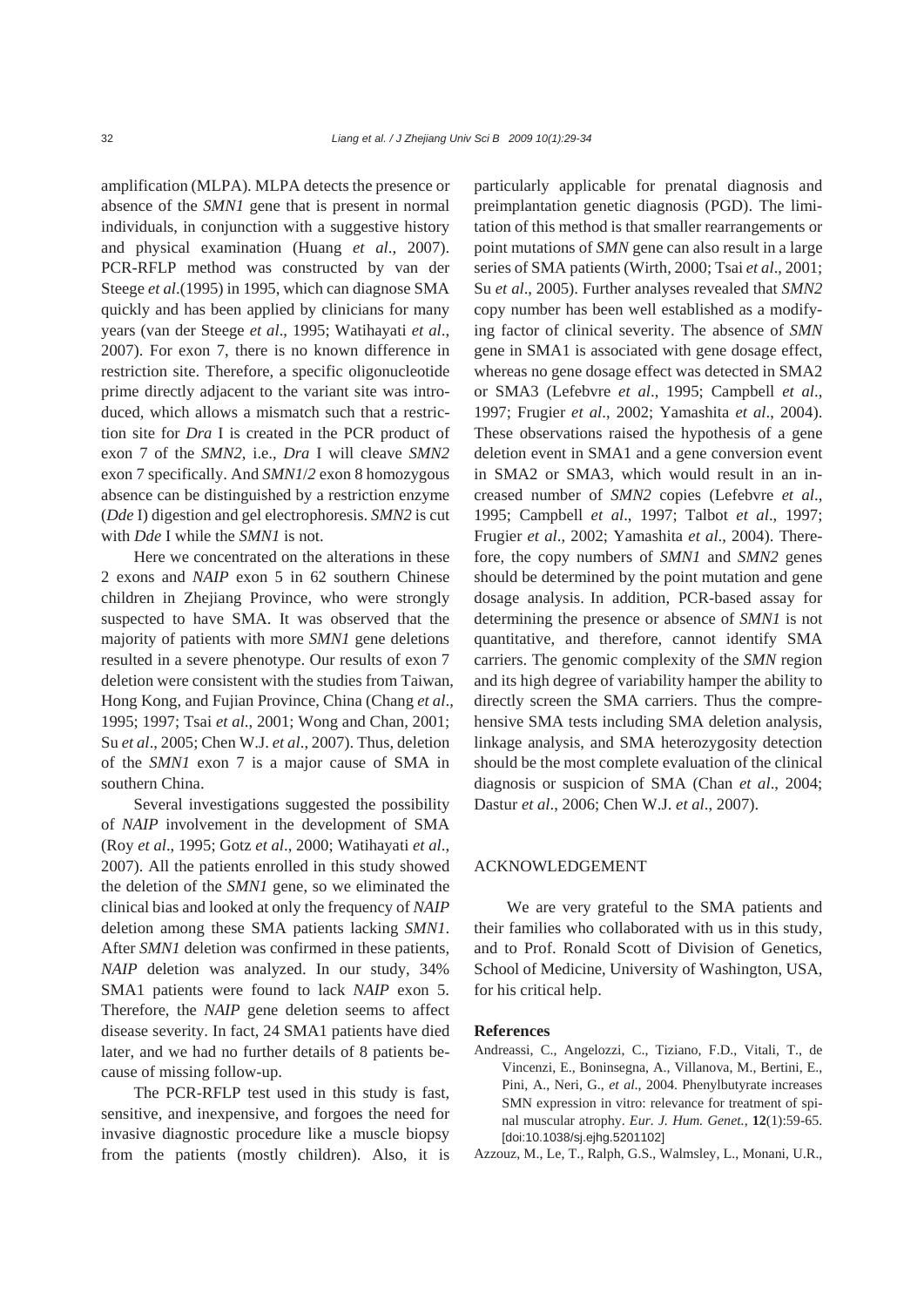amplification (MLPA). MLPA detects the presence or absence of the *SMN1* gene that is present in normal individuals, in conjunction with a suggestive history and physical examination (Huang *et al*., 2007). PCR-RFLP method was constructed by van der Steege *et al*.(1995) in 1995, which can diagnose SMA quickly and has been applied by clinicians for many years (van der Steege *et al*., 1995; Watihayati *et al*., 2007). For exon 7, there is no known difference in restriction site. Therefore, a specific oligonucleotide prime directly adjacent to the variant site was introduced, which allows a mismatch such that a restriction site for *Dra* I is created in the PCR product of exon 7 of the *SMN2*, i.e., *Dra* I will cleave *SMN2* exon 7 specifically. And *SMN1*/*2* exon 8 homozygous absence can be distinguished by a restriction enzyme (*Dde* I) digestion and gel electrophoresis. *SMN2* is cut with *Dde* I while the *SMN1* is not.

Here we concentrated on the alterations in these 2 exons and *NAIP* exon 5 in 62 southern Chinese children in Zhejiang Province, who were strongly suspected to have SMA. It was observed that the majority of patients with more *SMN1* gene deletions resulted in a severe phenotype. Our results of exon 7 deletion were consistent with the studies from Taiwan, Hong Kong, and Fujian Province, China (Chang *et al*., 1995; 1997; Tsai *et al*., 2001; Wong and Chan, 2001; Su *et al*., 2005; Chen W.J. *et al*., 2007). Thus, deletion of the *SMN1* exon 7 is a major cause of SMA in southern China.

Several investigations suggested the possibility of *NAIP* involvement in the development of SMA (Roy *et al*., 1995; Gotz *et al*., 2000; Watihayati *et al*., 2007). All the patients enrolled in this study showed the deletion of the *SMN1* gene, so we eliminated the clinical bias and looked at only the frequency of *NAIP* deletion among these SMA patients lacking *SMN1*. After *SMN1* deletion was confirmed in these patients, *NAIP* deletion was analyzed. In our study, 34% SMA1 patients were found to lack *NAIP* exon 5. Therefore, the *NAIP* gene deletion seems to affect disease severity. In fact, 24 SMA1 patients have died later, and we had no further details of 8 patients because of missing follow-up.

The PCR-RFLP test used in this study is fast, sensitive, and inexpensive, and forgoes the need for invasive diagnostic procedure like a muscle biopsy from the patients (mostly children). Also, it is particularly applicable for prenatal diagnosis and preimplantation genetic diagnosis (PGD). The limitation of this method is that smaller rearrangements or point mutations of *SMN* gene can also result in a large series of SMA patients (Wirth, 2000; Tsai *et al*., 2001; Su *et al*., 2005). Further analyses revealed that *SMN2* copy number has been well established as a modifying factor of clinical severity. The absence of *SMN* gene in SMA1 is associated with gene dosage effect, whereas no gene dosage effect was detected in SMA2 or SMA3 (Lefebvre *et al*., 1995; Campbell *et al*., 1997; Frugier *et al*., 2002; Yamashita *et al*., 2004). These observations raised the hypothesis of a gene deletion event in SMA1 and a gene conversion event in SMA2 or SMA3, which would result in an increased number of *SMN2* copies (Lefebvre *et al*., 1995; Campbell *et al*., 1997; Talbot *et al*., 1997; Frugier *et al*., 2002; Yamashita *et al*., 2004). Therefore, the copy numbers of *SMN1* and *SMN2* genes should be determined by the point mutation and gene dosage analysis. In addition, PCR-based assay for determining the presence or absence of *SMN1* is not quantitative, and therefore, cannot identify SMA carriers. The genomic complexity of the *SMN* region and its high degree of variability hamper the ability to directly screen the SMA carriers. Thus the comprehensive SMA tests including SMA deletion analysis, linkage analysis, and SMA heterozygosity detection should be the most complete evaluation of the clinical diagnosis or suspicion of SMA (Chan *et al*., 2004; Dastur *et al*., 2006; Chen W.J. *et al*., 2007).

## ACKNOWLEDGEMENT

We are very grateful to the SMA patients and their families who collaborated with us in this study, and to Prof. Ronald Scott of Division of Genetics, School of Medicine, University of Washington, USA, for his critical help.

## References

Andreassi, C., Angelozzi, C., Tiziano, F.D., Vitali, T., de Vincenzi, E., Boninsegna, A., Villanova, M., Bertini, E., Pini, A., Neri, G., *et al*., 2004. Phenylbutyrate increases SMN expression in vitro: relevance for treatment of spinal muscular atrophy. *Eur. J. Hum. Genet.*, **12**(1):59-65. [doi:10.1038/sj.ejhg.5201102]

Azzouz, M., Le, T., Ralph, G.S., Walmsley, L., Monani, U.R.,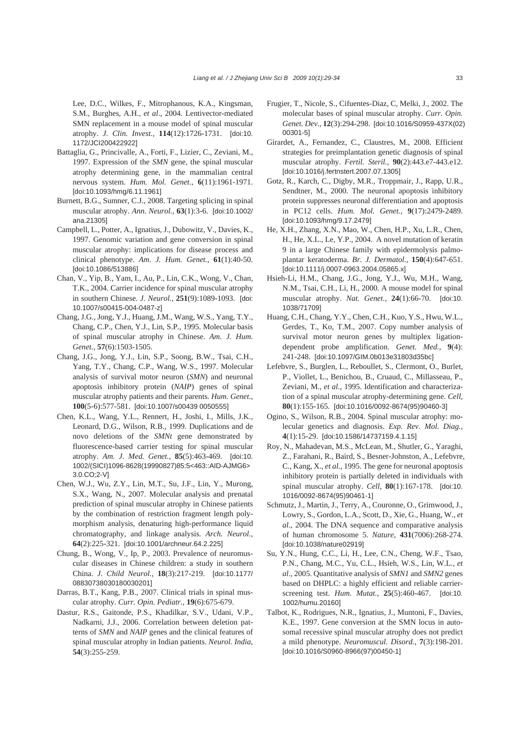Lee, D.C., Wilkes, F., Mitrophanous, K.A., Kingsman, S.M., Burghes, A.H., *et al*., 2004. Lentivector-mediated SMN replacement in a mouse model of spinal muscular atrophy. *J. Clin. Invest.*, **114**(12):1726-1731. [doi:10.1172/JCI200422922]

Battaglia, G., Princivalle, A., Forti, F., Lizier, C., Zeviani, M., 1997. Expression of the *SMN* gene, the spinal muscular atrophy determining gene, in the mammalian central nervous system. *Hum. Mol. Genet.*, **6**(11):1961-1971. [doi:10.1093/hmg/6.11.1961]

Burnett, B.G., Sumner, C.J., 2008. Targeting splicing in spinal muscular atrophy. *Ann. Neurol.*, **63**(1):3-6. [doi:10.1002/ana.21305]

Campbell, L., Potter, A., Ignatius, J., Dubowitz, V., Davies, K., 1997. Genomic variation and gene conversion in spinal muscular atrophy: implications for disease process and clinical phenotype. *Am. J. Hum. Genet.*, **61**(1):40-50. [doi:10.1086/513886]

Chan, V., Yip, B., Yam, I., Au, P., Lin, C.K., Wong, V., Chan, T.K., 2004. Carrier incidence for spinal muscular atrophy in southern Chinese. *J. Neurol.*, **251**(9):1089-1093. [doi:10.1007/s00415-004-0487-z]

Chang, J.G., Jong, Y.J., Huang, J.M., Wang, W.S., Yang, T.Y., Chang, C.P., Chen, Y.J., Lin, S.P., 1995. Molecular basis of spinal muscular atrophy in Chinese. *Am. J. Hum. Genet.*, **57**(6):1503-1505.

Chang, J.G., Jong, Y.J., Lin, S.P., Soong, B.W., Tsai, C.H., Yang, T.Y., Chang, C.P., Wang, W.S., 1997. Molecular analysis of survival motor neuron (*SMN*) and neuronal apoptosis inhibitory protein (*NAIP*) genes of spinal muscular atrophy patients and their parents. *Hum. Genet.*, **100**(5-6):577-581. [doi:10.1007/s00439 0050555]

Chen, K.L., Wang, Y.L., Rennert, H., Joshi, I., Mills, J.K., Leonard, D.G., Wilson, R.B., 1999. Duplications and de novo deletions of the *SMNt* gene demonstrated by fluorescence-based carrier testing for spinal muscular atrophy. *Am. J. Med. Genet.*, **85**(5):463-469. [doi:10.1002/(SICI)1096-8628(19990827)85:5<463::AID-AJMG6>3.0.CO;2-V]

Chen, W.J., Wu, Z.Y., Lin, M.T., Su, J.F., Lin, Y., Murong, S.X., Wang, N., 2007. Molecular analysis and prenatal prediction of spinal muscular atrophy in Chinese patients by the combination of restriction fragment length polymorphism analysis, denaturing high-performance liquid chromatography, and linkage analysis. *Arch. Neurol.*, **64**(2):225-321. [doi:10.1001/archneur.64.2.225]

Chung, B., Wong, V., Ip, P., 2003. Prevalence of neuromuscular diseases in Chinese children: a study in southern China. *J. Child Neurol.*, **18**(3):217-219. [doi:10.1177/08830738030180030201]

Darras, B.T., Kang, P.B., 2007. Clinical trials in spinal muscular atrophy. *Curr. Opin. Pediatr.*, **19**(6):675-679.

Dastur, R.S., Gaitonde, P.S., Khadilkar, S.V., Udani, V.P., Nadkarni, J.J., 2006. Correlation between deletion patterns of *SMN* and *NAIP* genes and the clinical features of spinal muscular atrophy in Indian patients. *Neurol. India*, **54**(3):255-259.

Frugier, T., Nicole, S., Cifuentes-Diaz, C, Melki, J., 2002. The molecular bases of spinal muscular atrophy. *Curr. Opin. Genet. Dev.*, **12**(3):294-298. [doi:10.1016/S0959-437X(02)00301-5]

Girardet, A., Fernandez, C., Claustres, M., 2008. Efficient strategies for preimplantation genetic diagnosis of spinal muscular atrophy. *Fertil. Steril.*, **90**(2):443.e7-443.e12. [doi:10.1016/j.fertnstert.2007.07.1305]

Gotz, R., Karch, C., Digby, M.R., Troppmair, J., Rapp, U.R., Sendtner, M., 2000. The neuronal apoptosis inhibitory protein suppresses neuronal differentiation and apoptosis in PC12 cells. *Hum. Mol. Genet.*, **9**(17):2479-2489. [doi:10.1093/hmg/9.17.2479]

He, X.H., Zhang, X.N., Mao, W., Chen, H.P., Xu, L.R., Chen, H., He, X.L., Le, Y.P., 2004. A novel mutation of keratin 9 in a large Chinese family with epidermolysis palmoplantar keratoderma. *Br. J. Dermatol.*, **150**(4):647-651. [doi:10.1111/j.0007-0963.2004.05865.x]

Hsieh-Li, H.M., Chang, J.G., Jong, Y.J., Wu, M.H., Wang, N.M., Tsai, C.H., Li, H., 2000. A mouse model for spinal muscular atrophy. *Nat. Genet.*, **24**(1):66-70. [doi:10.1038/71709]

Huang, C.H., Chang, Y.Y., Chen, C.H., Kuo, Y.S., Hwu, W.L., Gerdes, T., Ko, T.M., 2007. Copy number analysis of survival motor neuron genes by multiplex ligation-dependent probe amplification. *Genet. Med.*, **9**(4): 241-248. [doi:10.1097/GIM.0b013e31803d35bc]

Lefebvre, S., Burglen, L., Reboullet, S., Clermont, O., Burlet, P., Viollet, L., Benichou, B., Cruaud, C., Millasseau, P., Zeviani, M., *et al.*, 1995. Identification and characterization of a spinal muscular atrophy-determining gene. *Cell*, **80**(1):155-165. [doi:10.1016/0092-8674(95)90460-3]

Ogino, S., Wilson, R.B., 2004. Spinal muscular atrophy: molecular genetics and diagnosis. *Exp. Rev. Mol. Diag.*, **4**(1):15-29. [doi:10.1586/14737159.4.1.15]

Roy, N., Mahadevan, M.S., McLean, M., Shutler, G., Yaraghi, Z., Farahani, R., Baird, S., Besner-Johnston, A., Lefebvre, C., Kang, X., *et al.*, 1995. The gene for neuronal apoptosis inhibitory protein is partially deleted in individuals with spinal muscular atrophy. *Cell*, **80**(1):167-178. [doi:10.1016/0092-8674(95)90461-1]

Schmutz, J., Martin, J., Terry, A., Couronne, O., Grimwood, J., Lowry, S., Gordon, L.A., Scott, D., Xie, G., Huang, W., *et al*., 2004. The DNA sequence and comparative analysis of human chromosome 5. *Nature*, **431**(7006):268-274. [doi:10.1038/nature02919]

Su, Y.N., Hung, C.C., Li, H., Lee, C.N., Cheng, W.F., Tsao, P.N., Chang, M.C., Yu, C.L., Hsieh, W.S., Lin, W.L., *et al*., 2005. Quantitative analysis of *SMN1* and *SMN2* genes based on DHPLC: a highly efficient and reliable carrier-screening test. *Hum. Mutat.*, **25**(5):460-467. [doi:10.1002/humu.20160]

Talbot, K., Rodrigues, N.R., Ignatius, J., Muntoni, F., Davies, K.E., 1997. Gene conversion at the SMN locus in autosomal recessive spinal muscular atrophy does not predict a mild phenotype. *Neuromuscul. Disord.*, **7**(3):198-201. [doi:10.1016/S0960-8966(97)00450-1]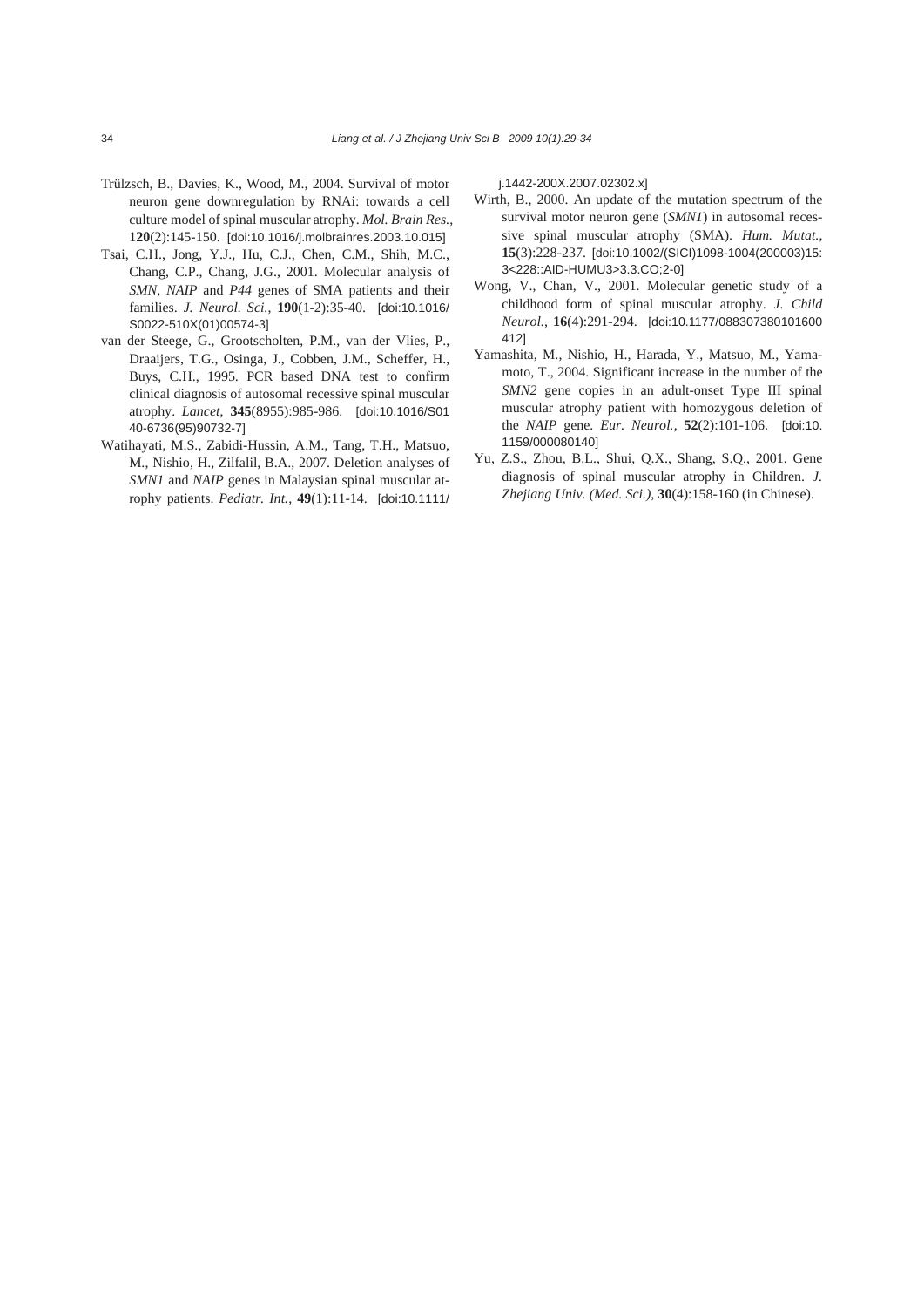Trülzsch, B., Davies, K., Wood, M., 2004. Survival of motor neuron gene downregulation by RNAi: towards a cell culture model of spinal muscular atrophy. *Mol. Brain Res.*, 1**20**(2):145-150. [doi:10.1016/j.molbrainres.2003.10.015]

Tsai, C.H., Jong, Y.J., Hu, C.J., Chen, C.M., Shih, M.C., Chang, C.P., Chang, J.G., 2001. Molecular analysis of *SMN*, *NAIP* and *P44* genes of SMA patients and their families. *J. Neurol. Sci.*, **190**(1-2):35-40. [doi:10.1016/S0022-510X(01)00574-3]

van der Steege, G., Grootscholten, P.M., van der Vlies, P., Draaijers, T.G., Osinga, J., Cobben, J.M., Scheffer, H., Buys, C.H., 1995. PCR based DNA test to confirm clinical diagnosis of autosomal recessive spinal muscular atrophy. *Lancet*, **345**(8955):985-986. [doi:10.1016/S0140-6736(95)90732-7]

Watihayati, M.S., Zabidi-Hussin, A.M., Tang, T.H., Matsuo, M., Nishio, H., Zilfalil, B.A., 2007. Deletion analyses of *SMN1* and *NAIP* genes in Malaysian spinal muscular atrophy patients. *Pediatr. Int.*, **49**(1):11-14. [doi:10.1111/j.1442-200X.2007.02302.x]

Wirth, B., 2000. An update of the mutation spectrum of the survival motor neuron gene (*SMN1*) in autosomal recessive spinal muscular atrophy (SMA). *Hum. Mutat.*, **15**(3):228-237. [doi:10.1002/(SICI)1098-1004(200003)15:3<228::AID-HUMU3>3.3.CO;2-0]

Wong, V., Chan, V., 2001. Molecular genetic study of a childhood form of spinal muscular atrophy. *J. Child Neurol.*, **16**(4):291-294. [doi:10.1177/088307380101600412]

Yamashita, M., Nishio, H., Harada, Y., Matsuo, M., Yamamoto, T., 2004. Significant increase in the number of the *SMN2* gene copies in an adult-onset Type III spinal muscular atrophy patient with homozygous deletion of the *NAIP* gene. *Eur. Neurol.*, **52**(2):101-106. [doi:10.1159/000080140]

Yu, Z.S., Zhou, B.L., Shui, Q.X., Shang, S.Q., 2001. Gene diagnosis of spinal muscular atrophy in Children. *J. Zhejiang Univ. (Med. Sci.)*, **30**(4):158-160 (in Chinese).